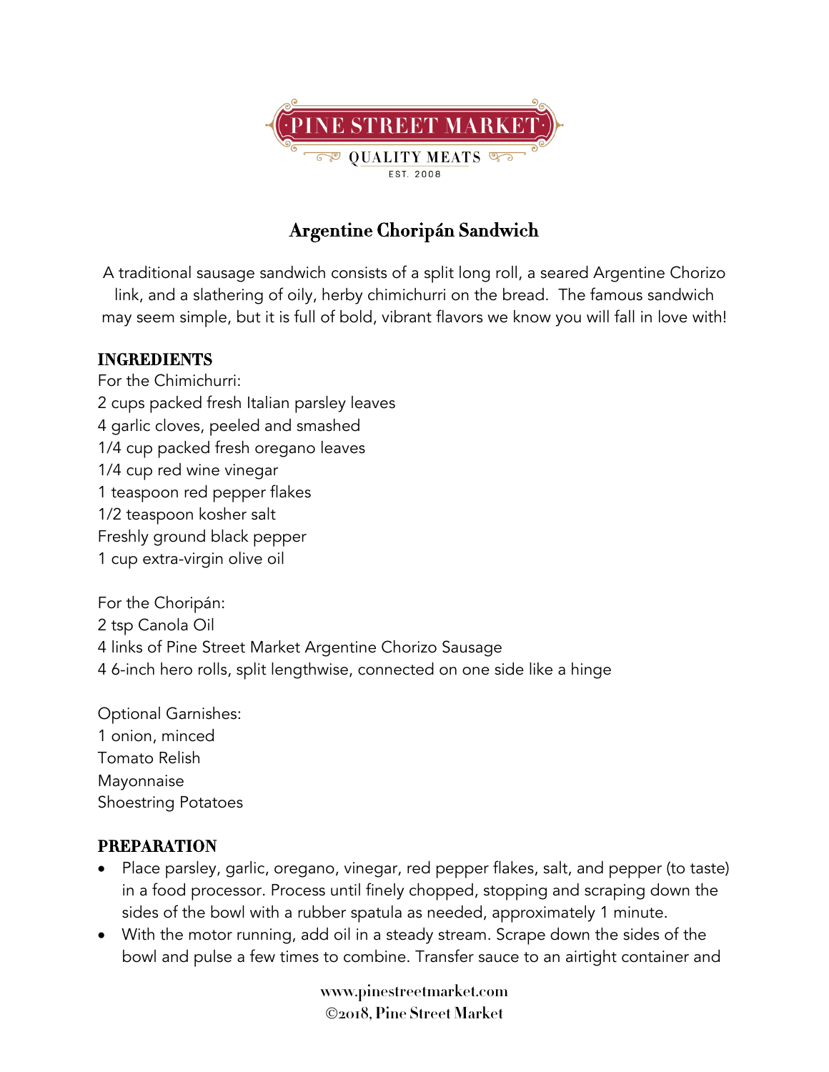PINE STREET MARKET
QUALITY MEATS
EST. 2008

# Argentine Choripán Sandwich

A traditional sausage sandwich consists of a split long roll, a seared Argentine Chorizo link, and a slathering of oily, herby chimichurri on the bread. The famous sandwich may seem simple, but it is full of bold, vibrant flavors we know you will fall in love with!

## INGREDIENTS

For the Chimichurri:
2 cups packed fresh Italian parsley leaves
4 garlic cloves, peeled and smashed
1/4 cup packed fresh oregano leaves
1/4 cup red wine vinegar
1 teaspoon red pepper flakes
1/2 teaspoon kosher salt
Freshly ground black pepper
1 cup extra-virgin olive oil

For the Choripán:
2 tsp Canola Oil
4 links of Pine Street Market Argentine Chorizo Sausage
4 6-inch hero rolls, split lengthwise, connected on one side like a hinge

Optional Garnishes:
1 onion, minced
Tomato Relish
Mayonnaise
Shoestring Potatoes

## PREPARATION

- Place parsley, garlic, oregano, vinegar, red pepper flakes, salt, and pepper (to taste) in a food processor. Process until finely chopped, stopping and scraping down the sides of the bowl with a rubber spatula as needed, approximately 1 minute.
- With the motor running, add oil in a steady stream. Scrape down the sides of the bowl and pulse a few times to combine. Transfer sauce to an airtight container and

www.pinestreetmarket.com
©2018, Pine Street Market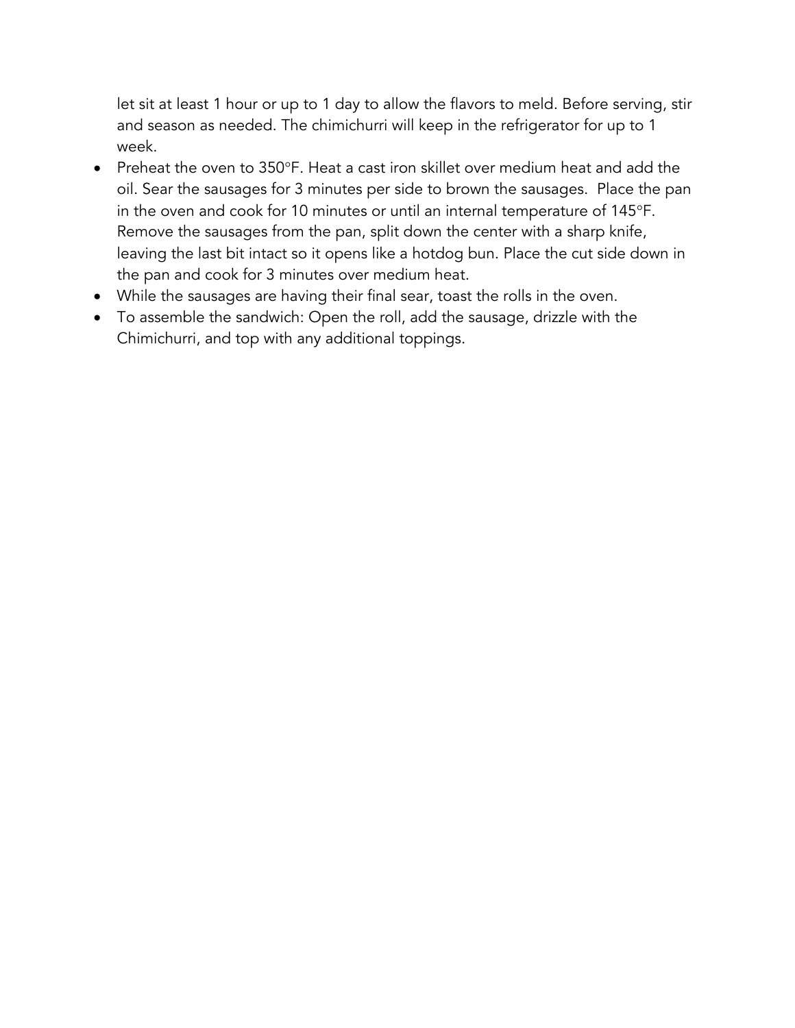let sit at least 1 hour or up to 1 day to allow the flavors to meld. Before serving, stir and season as needed. The chimichurri will keep in the refrigerator for up to 1 week.

- Preheat the oven to 350°F. Heat a cast iron skillet over medium heat and add the oil. Sear the sausages for 3 minutes per side to brown the sausages. Place the pan in the oven and cook for 10 minutes or until an internal temperature of 145°F. Remove the sausages from the pan, split down the center with a sharp knife, leaving the last bit intact so it opens like a hotdog bun. Place the cut side down in the pan and cook for 3 minutes over medium heat.
- While the sausages are having their final sear, toast the rolls in the oven.
- To assemble the sandwich: Open the roll, add the sausage, drizzle with the Chimichurri, and top with any additional toppings.